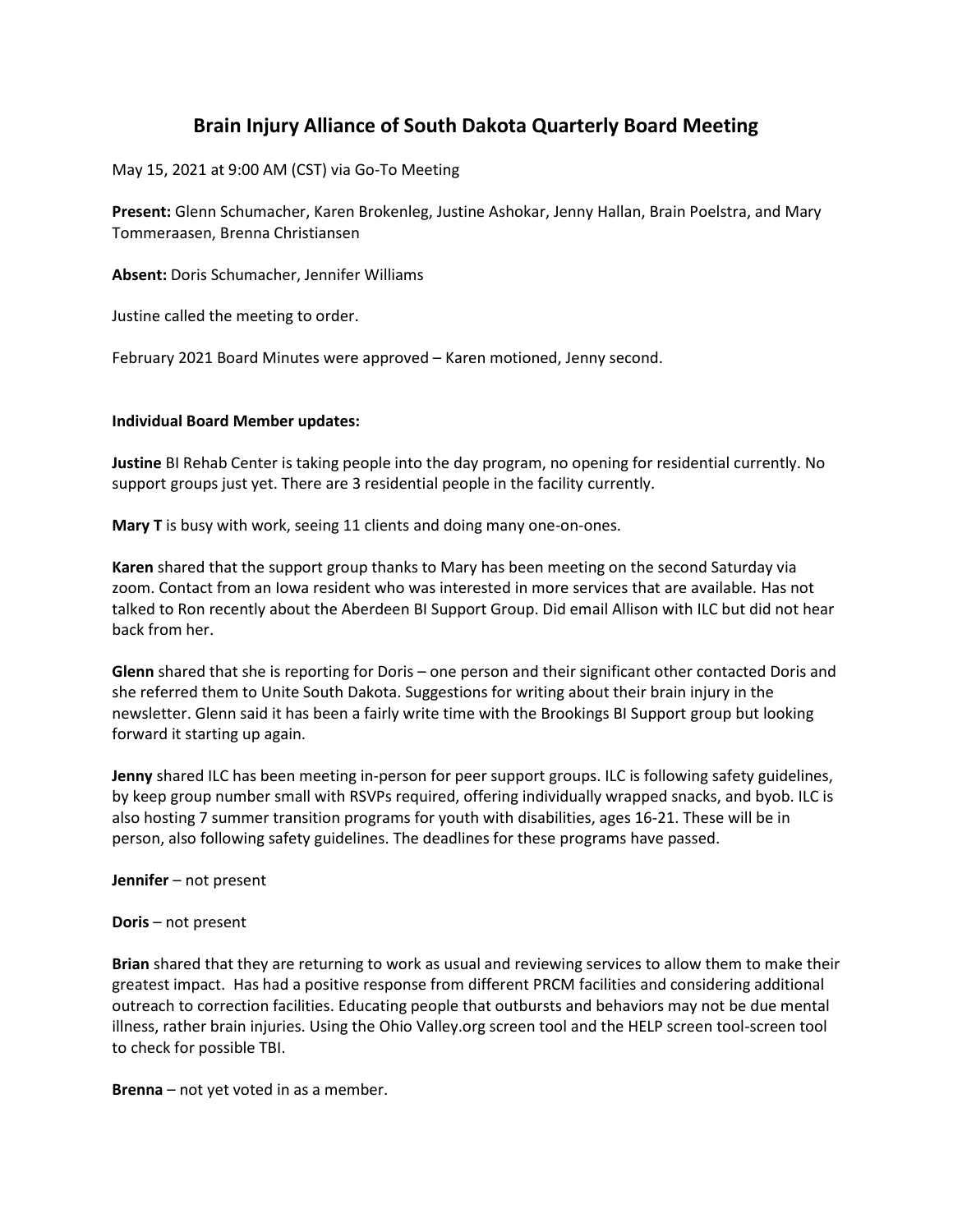# Brain Injury Alliance of South Dakota Quarterly Board Meeting

May 15, 2021 at 9:00 AM (CST) via Go-To Meeting

**Present:** Glenn Schumacher, Karen Brokenleg, Justine Ashokar, Jenny Hallan, Brain Poelstra, and Mary Tommeraasen, Brenna Christiansen

**Absent:** Doris Schumacher, Jennifer Williams

Justine called the meeting to order.

February 2021 Board Minutes were approved – Karen motioned, Jenny second.

**Individual Board Member updates:**

**Justine** BI Rehab Center is taking people into the day program, no opening for residential currently. No support groups just yet. There are 3 residential people in the facility currently.

**Mary T** is busy with work, seeing 11 clients and doing many one-on-ones.

**Karen** shared that the support group thanks to Mary has been meeting on the second Saturday via zoom. Contact from an Iowa resident who was interested in more services that are available. Has not talked to Ron recently about the Aberdeen BI Support Group. Did email Allison with ILC but did not hear back from her.

**Glenn** shared that she is reporting for Doris – one person and their significant other contacted Doris and she referred them to Unite South Dakota. Suggestions for writing about their brain injury in the newsletter. Glenn said it has been a fairly write time with the Brookings BI Support group but looking forward it starting up again.

**Jenny** shared ILC has been meeting in-person for peer support groups. ILC is following safety guidelines, by keep group number small with RSVPs required, offering individually wrapped snacks, and byob. ILC is also hosting 7 summer transition programs for youth with disabilities, ages 16-21. These will be in person, also following safety guidelines. The deadlines for these programs have passed.

**Jennifer** – not present

**Doris** – not present

**Brian** shared that they are returning to work as usual and reviewing services to allow them to make their greatest impact. Has had a positive response from different PRCM facilities and considering additional outreach to correction facilities. Educating people that outbursts and behaviors may not be due mental illness, rather brain injuries. Using the Ohio Valley.org screen tool and the HELP screen tool-screen tool to check for possible TBI.

**Brenna** – not yet voted in as a member.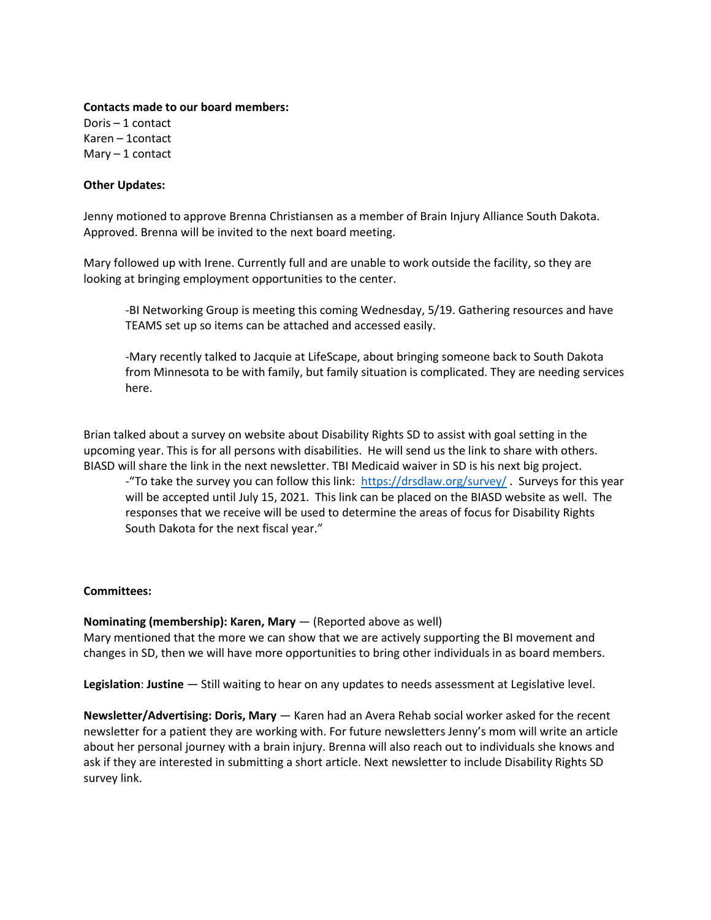**Contacts made to our board members:**
Doris – 1 contact
Karen – 1contact
Mary – 1 contact

**Other Updates:**

Jenny motioned to approve Brenna Christiansen as a member of Brain Injury Alliance South Dakota. Approved. Brenna will be invited to the next board meeting.

Mary followed up with Irene. Currently full and are unable to work outside the facility, so they are looking at bringing employment opportunities to the center.

> -BI Networking Group is meeting this coming Wednesday, 5/19. Gathering resources and have TEAMS set up so items can be attached and accessed easily.
>
> -Mary recently talked to Jacquie at LifeScape, about bringing someone back to South Dakota from Minnesota to be with family, but family situation is complicated. They are needing services here.

Brian talked about a survey on website about Disability Rights SD to assist with goal setting in the upcoming year. This is for all persons with disabilities. He will send us the link to share with others. BIASD will share the link in the next newsletter. TBI Medicaid waiver in SD is his next big project.

> -"To take the survey you can follow this link: https://drsdlaw.org/survey/ . Surveys for this year will be accepted until July 15, 2021. This link can be placed on the BIASD website as well. The responses that we receive will be used to determine the areas of focus for Disability Rights South Dakota for the next fiscal year."

**Committees:**

**Nominating (membership): Karen, Mary** — (Reported above as well)
Mary mentioned that the more we can show that we are actively supporting the BI movement and changes in SD, then we will have more opportunities to bring other individuals in as board members.

**Legislation**: **Justine** — Still waiting to hear on any updates to needs assessment at Legislative level.

**Newsletter/Advertising: Doris, Mary** — Karen had an Avera Rehab social worker asked for the recent newsletter for a patient they are working with. For future newsletters Jenny's mom will write an article about her personal journey with a brain injury. Brenna will also reach out to individuals she knows and ask if they are interested in submitting a short article. Next newsletter to include Disability Rights SD survey link.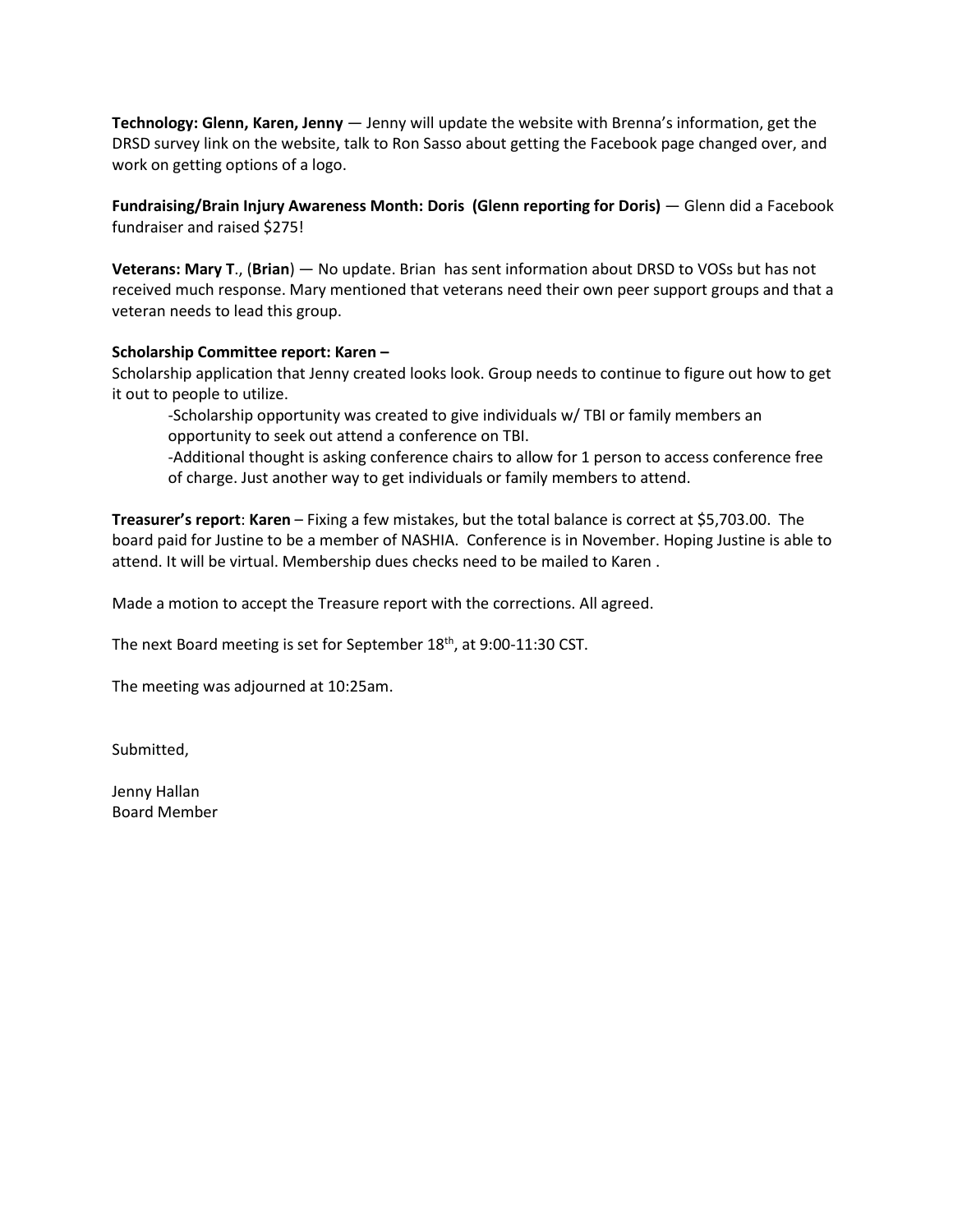**Technology: Glenn, Karen, Jenny** — Jenny will update the website with Brenna's information, get the DRSD survey link on the website, talk to Ron Sasso about getting the Facebook page changed over, and work on getting options of a logo.

**Fundraising/Brain Injury Awareness Month: Doris (Glenn reporting for Doris)** — Glenn did a Facebook fundraiser and raised $275!

**Veterans: Mary T**., (**Brian**) — No update. Brian has sent information about DRSD to VOSs but has not received much response. Mary mentioned that veterans need their own peer support groups and that a veteran needs to lead this group.

**Scholarship Committee report: Karen –**

Scholarship application that Jenny created looks look. Group needs to continue to figure out how to get it out to people to utilize.

- Scholarship opportunity was created to give individuals w/ TBI or family members an opportunity to seek out attend a conference on TBI.
- Additional thought is asking conference chairs to allow for 1 person to access conference free of charge. Just another way to get individuals or family members to attend.

**Treasurer's report**: **Karen** – Fixing a few mistakes, but the total balance is correct at $5,703.00. The board paid for Justine to be a member of NASHIA. Conference is in November. Hoping Justine is able to attend. It will be virtual. Membership dues checks need to be mailed to Karen .

Made a motion to accept the Treasure report with the corrections. All agreed.

The next Board meeting is set for September 18th, at 9:00-11:30 CST.

The meeting was adjourned at 10:25am.

Submitted,

Jenny Hallan
Board Member